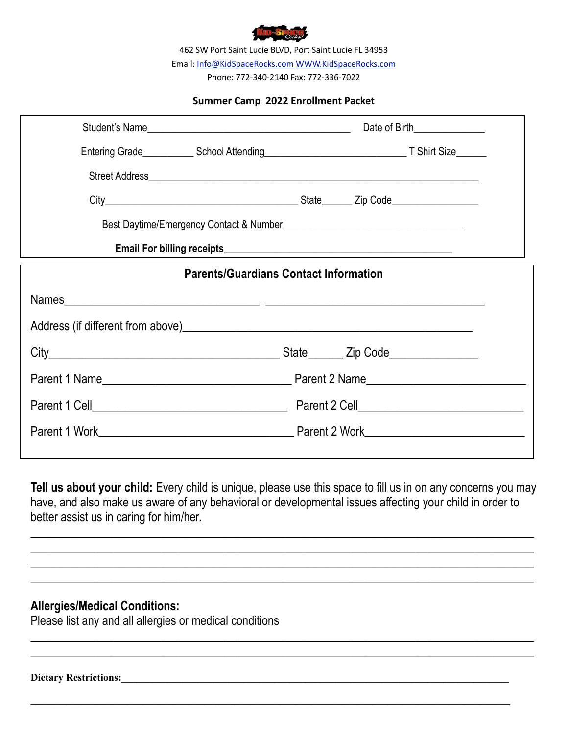462 SW Port Saint Lucie BLVD, Port Saint Lucie FL 34953

Email: Info@KidSpaceRocks.com WWW.KidSpaceRocks.com

Phone: 772-340-2140 Fax: 772-336-7022

**Summer Camp 2022 Enrollment Packet**

Student's Name_________________________________________ Date of Birth_____________

Entering Grade__________ School Attending___________________________ T Shirt Size______

Street Address_________________________________________________________________

City_____________________________________ State______ Zip Code________________

Best Daytime/Emergency Contact & Number___________________________________

**Email For billing receipts**___________________________________________

## Parents/Guardians Contact Information

Names________________________________ ____________________________________

Address (if different from above)_______________________________________________

City______________________________________ State______ Zip Code______________

Parent 1 Name_______________________________ Parent 2 Name__________________________

Parent 1 Cell________________________________ Parent 2 Cell____________________________

Parent 1 Work_______________________________ Parent 2 Work___________________________

**Tell us about your child:** Every child is unique, please use this space to fill us in on any concerns you may have, and also make us aware of any behavioral or developmental issues affecting your child in order to better assist us in caring for him/her.

______________________________________________________________________________

______________________________________________________________________________

______________________________________________________________________________

______________________________________________________________________________

**Allergies/Medical Conditions:**

Please list any and all allergies or medical conditions

______________________________________________________________________________

______________________________________________________________________________

**Dietary Restrictions:**______________________________________________________________

______________________________________________________________________________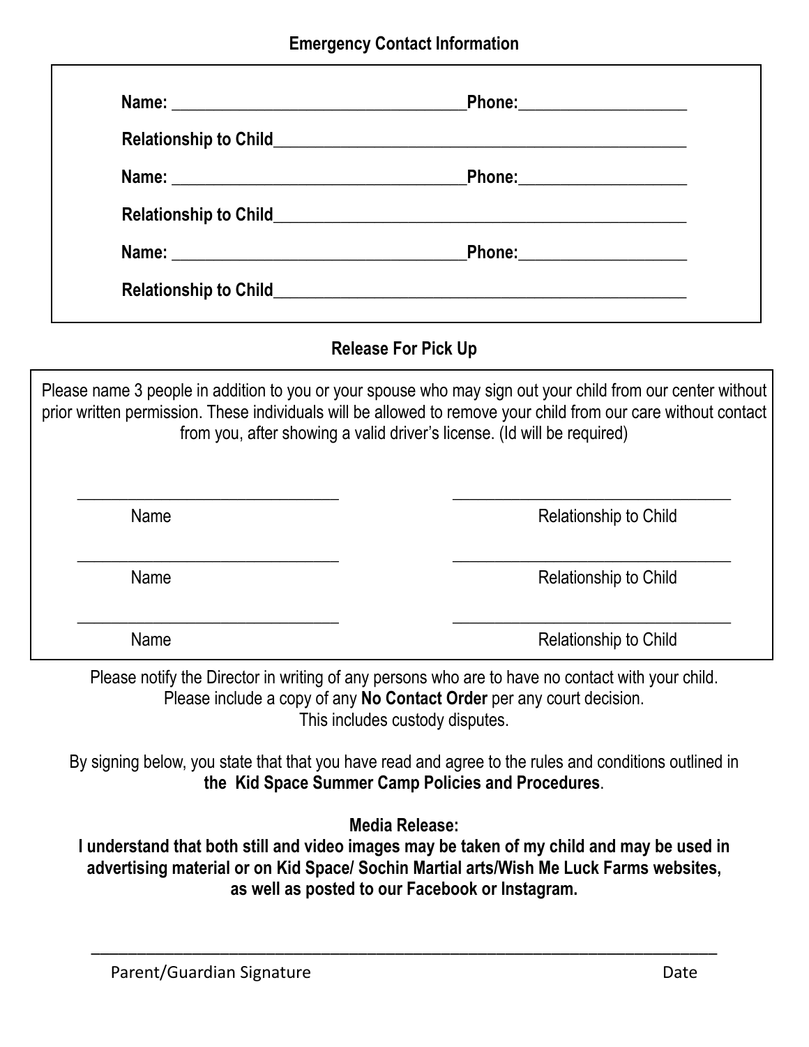## Emergency Contact Information

**Name:** ______________________________ **Phone:** __________________

**Relationship to Child** ______________________________________________

**Name:** ______________________________ **Phone:** __________________

**Relationship to Child** ______________________________________________

**Name:** ______________________________ **Phone:** __________________

**Relationship to Child** ______________________________________________

## Release For Pick Up

Please name 3 people in addition to you or your spouse who may sign out your child from our center without prior written permission. These individuals will be allowed to remove your child from our care without contact from you, after showing a valid driver's license. (Id will be required)

| Name | Relationship to Child |
| --- | --- |
| ______________________________ | ______________________________ |
| ______________________________ | ______________________________ |
| ______________________________ | ______________________________ |

Please notify the Director in writing of any persons who are to have no contact with your child.
Please include a copy of any **No Contact Order** per any court decision.
This includes custody disputes.

By signing below, you state that that you have read and agree to the rules and conditions outlined in **the Kid Space Summer Camp Policies and Procedures**.

**Media Release:**
**I understand that both still and video images may be taken of my child and may be used in advertising material or on Kid Space/ Sochin Martial arts/Wish Me Luck Farms websites, as well as posted to our Facebook or Instagram.**

_____________________________________________________________________

Parent/Guardian Signature                                        Date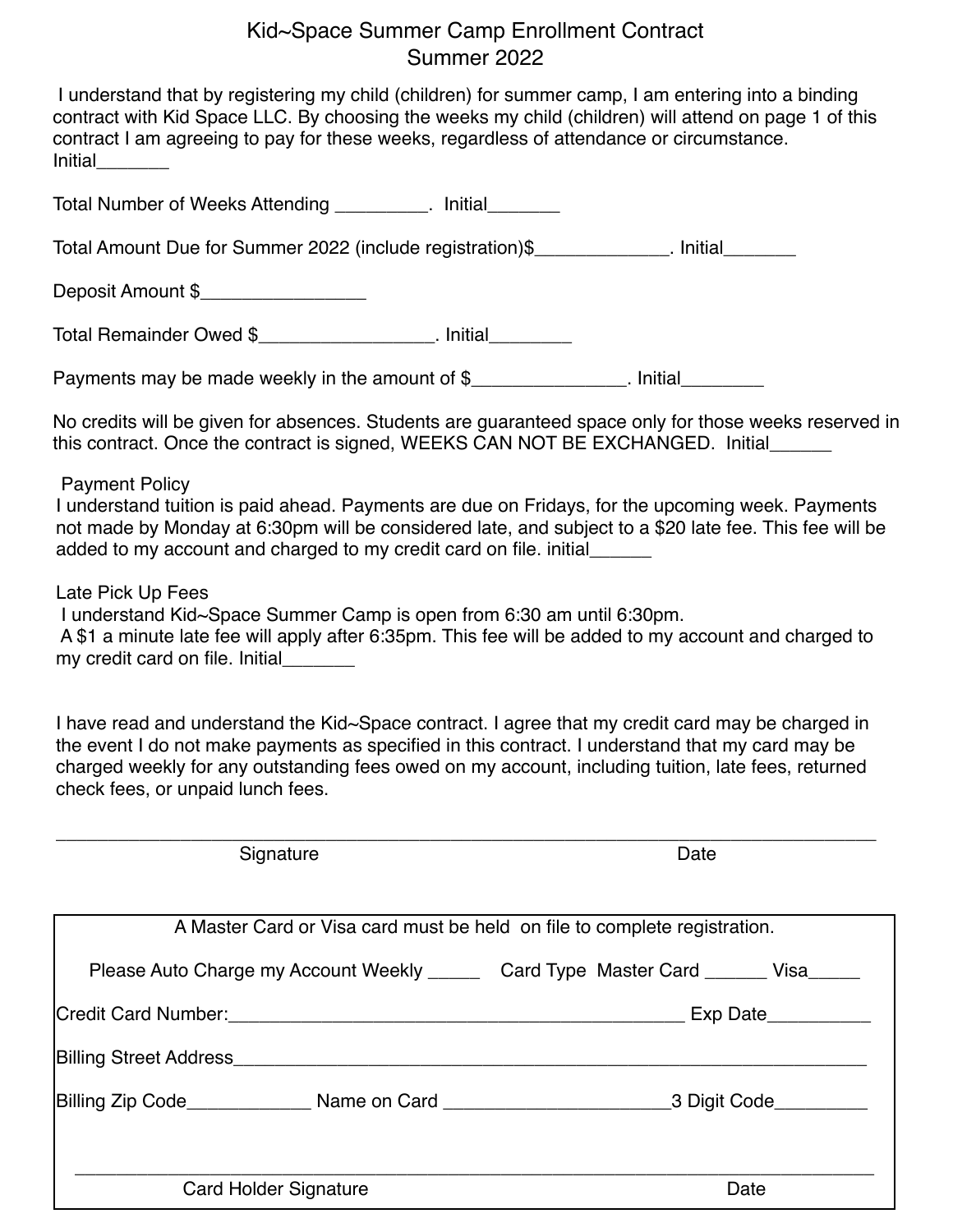# Kid~Space Summer Camp Enrollment Contract
## Summer 2022

I understand that by registering my child (children) for summer camp, I am entering into a binding contract with Kid Space LLC. By choosing the weeks my child (children) will attend on page 1 of this contract I am agreeing to pay for these weeks, regardless of attendance or circumstance. Initial_______

Total Number of Weeks Attending _________. Initial_______

Total Amount Due for Summer 2022 (include registration)$_____________. Initial_______

Deposit Amount $________________

Total Remainder Owed $_________________. Initial________

Payments may be made weekly in the amount of $_______________. Initial________

No credits will be given for absences. Students are guaranteed space only for those weeks reserved in this contract. Once the contract is signed, WEEKS CAN NOT BE EXCHANGED. Initial______

Payment Policy

I understand tuition is paid ahead. Payments are due on Fridays, for the upcoming week. Payments not made by Monday at 6:30pm will be considered late, and subject to a $20 late fee. This fee will be added to my account and charged to my credit card on file. initial______

Late Pick Up Fees

I understand Kid~Space Summer Camp is open from 6:30 am until 6:30pm.
A $1 a minute late fee will apply after 6:35pm. This fee will be added to my account and charged to my credit card on file. Initial_______

I have read and understand the Kid~Space contract. I agree that my credit card may be charged in the event I do not make payments as specified in this contract. I understand that my card may be charged weekly for any outstanding fees owed on my account, including tuition, late fees, returned check fees, or unpaid lunch fees.

___________________________________________________________________________________

Signature                                                                                    Date

---

A Master Card or Visa card must be held on file to complete registration.

Please Auto Charge my Account Weekly _____ Card Type Master Card ______ Visa_____

Credit Card Number:______________________________________________ Exp Date__________

Billing Street Address__________________________________________________________________

Billing Zip Code____________ Name on Card ______________________3 Digit Code_________

___________________________________________________________________________________

Card Holder Signature                                                                                    Date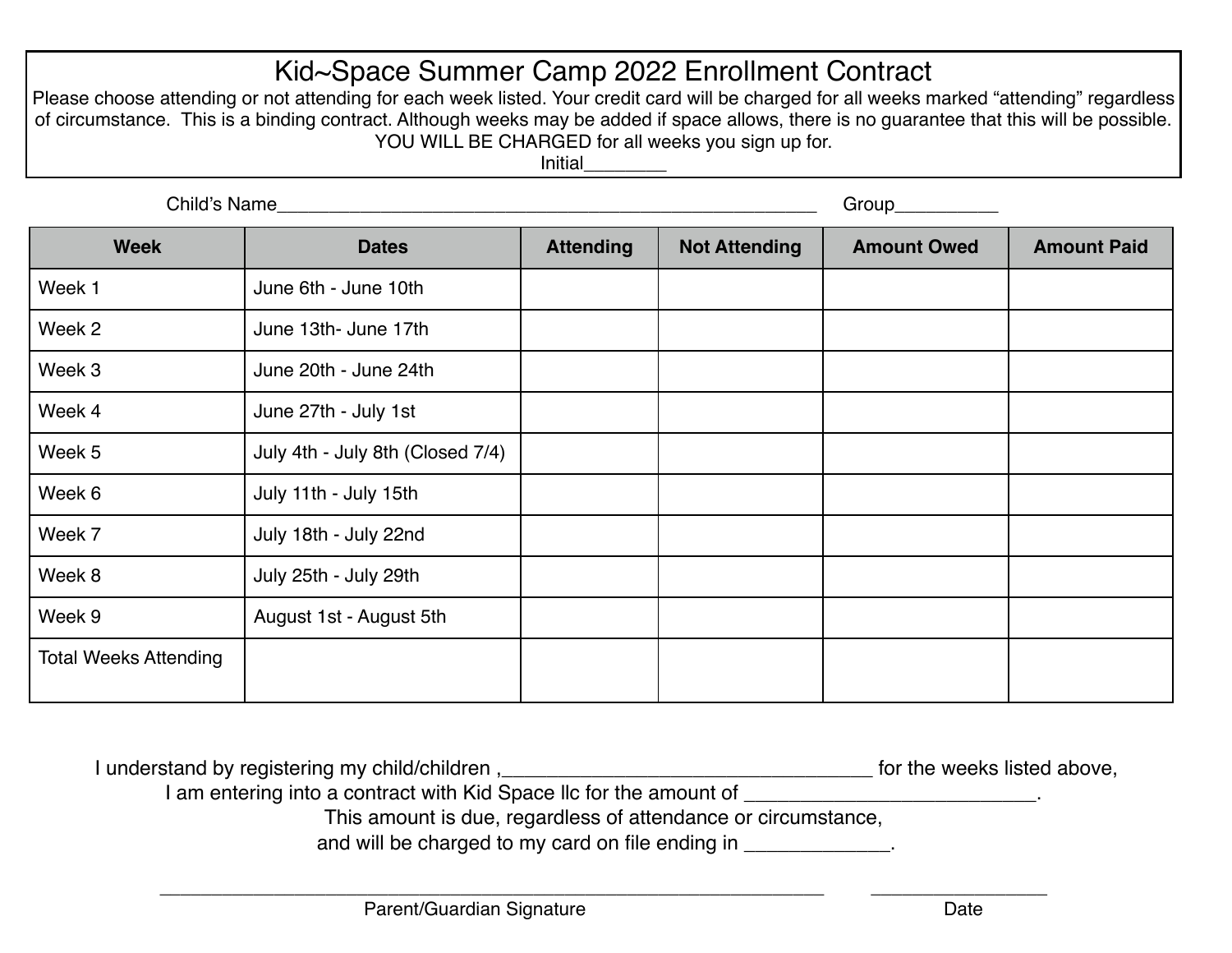# Kid~Space Summer Camp 2022 Enrollment Contract

Please choose attending or not attending for each week listed. Your credit card will be charged for all weeks marked "attending" regardless of circumstance. This is a binding contract. Although weeks may be added if space allows, there is no guarantee that this will be possible. YOU WILL BE CHARGED for all weeks you sign up for.

Initial________

Child's Name____________________________________________________ Group__________

| Week | Dates | Attending | Not Attending | Amount Owed | Amount Paid |
|---|---|---|---|---|---|
| Week 1 | June 6th - June 10th | | | | |
| Week 2 | June 13th- June 17th | | | | |
| Week 3 | June 20th - June 24th | | | | |
| Week 4 | June 27th - July 1st | | | | |
| Week 5 | July 4th - July 8th (Closed 7/4) | | | | |
| Week 6 | July 11th - July 15th | | | | |
| Week 7 | July 18th - July 22nd | | | | |
| Week 8 | July 25th - July 29th | | | | |
| Week 9 | August 1st - August 5th | | | | |
| Total Weeks Attending | | | | | |

I understand by registering my child/children ,_________________________________ for the weeks listed above,
I am entering into a contract with Kid Space llc for the amount of __________________________.
This amount is due, regardless of attendance or circumstance,
and will be charged to my card on file ending in _____________.

_______________________________________________________________ _________________

Parent/Guardian Signature Date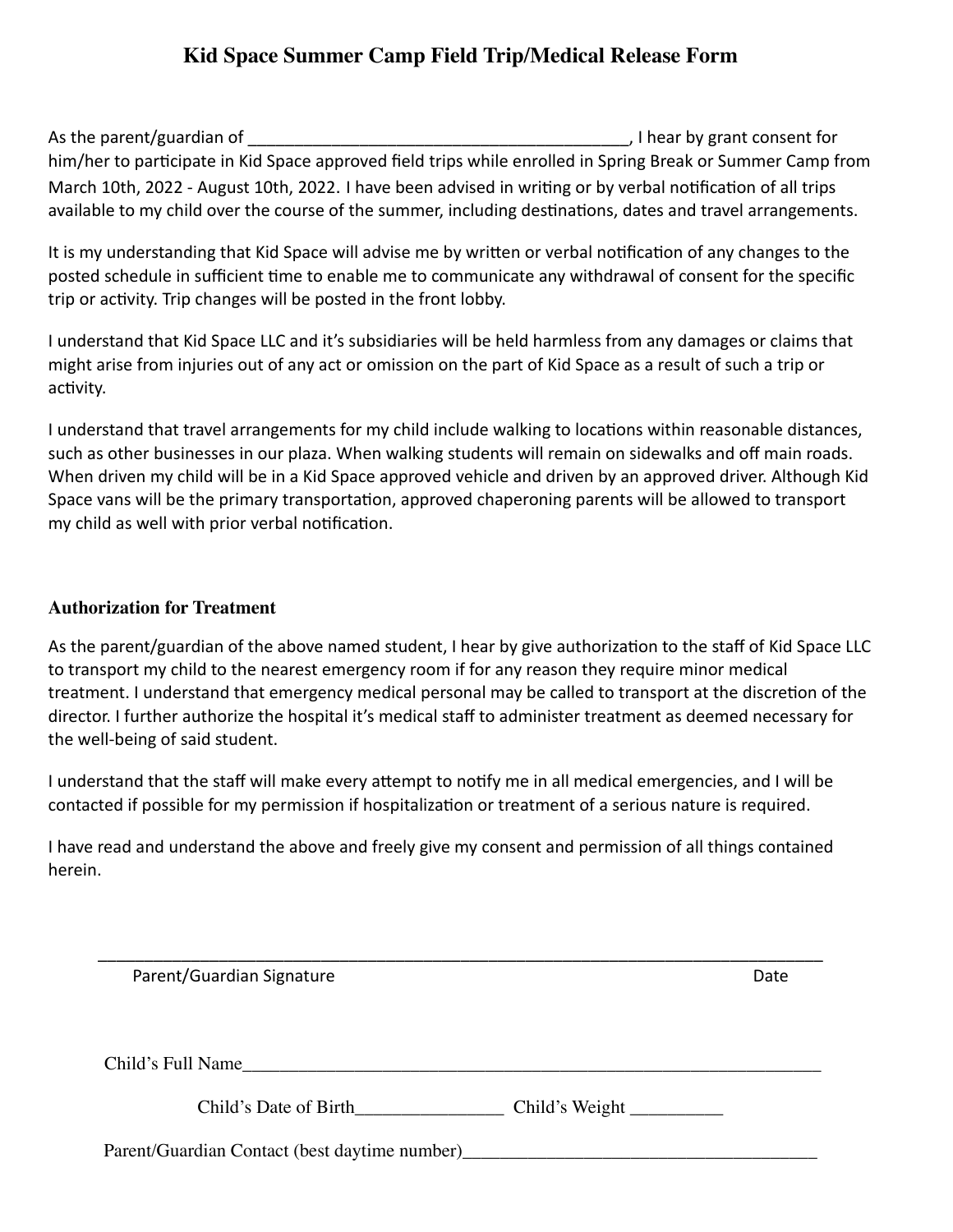# Kid Space Summer Camp Field Trip/Medical Release Form

As the parent/guardian of ________________________________________, I hear by grant consent for him/her to participate in Kid Space approved field trips while enrolled in Spring Break or Summer Camp from March 10th, 2022 - August 10th, 2022. I have been advised in writing or by verbal notification of all trips available to my child over the course of the summer, including destinations, dates and travel arrangements.

It is my understanding that Kid Space will advise me by written or verbal notification of any changes to the posted schedule in sufficient time to enable me to communicate any withdrawal of consent for the specific trip or activity. Trip changes will be posted in the front lobby.

I understand that Kid Space LLC and it's subsidiaries will be held harmless from any damages or claims that might arise from injuries out of any act or omission on the part of Kid Space as a result of such a trip or activity.

I understand that travel arrangements for my child include walking to locations within reasonable distances, such as other businesses in our plaza. When walking students will remain on sidewalks and off main roads. When driven my child will be in a Kid Space approved vehicle and driven by an approved driver. Although Kid Space vans will be the primary transportation, approved chaperoning parents will be allowed to transport my child as well with prior verbal notification.

### Authorization for Treatment

As the parent/guardian of the above named student, I hear by give authorization to the staff of Kid Space LLC to transport my child to the nearest emergency room if for any reason they require minor medical treatment. I understand that emergency medical personal may be called to transport at the discretion of the director. I further authorize the hospital it's medical staff to administer treatment as deemed necessary for the well-being of said student.

I understand that the staff will make every attempt to notify me in all medical emergencies, and I will be contacted if possible for my permission if hospitalization or treatment of a serious nature is required.

I have read and understand the above and freely give my consent and permission of all things contained herein.

________________________________________________________________________________

Parent/Guardian Signature                                                                                    Date

Child's Full Name_______________________________________________________________

Child's Date of Birth_______________ Child's Weight __________

Parent/Guardian Contact (best daytime number)___________________________________